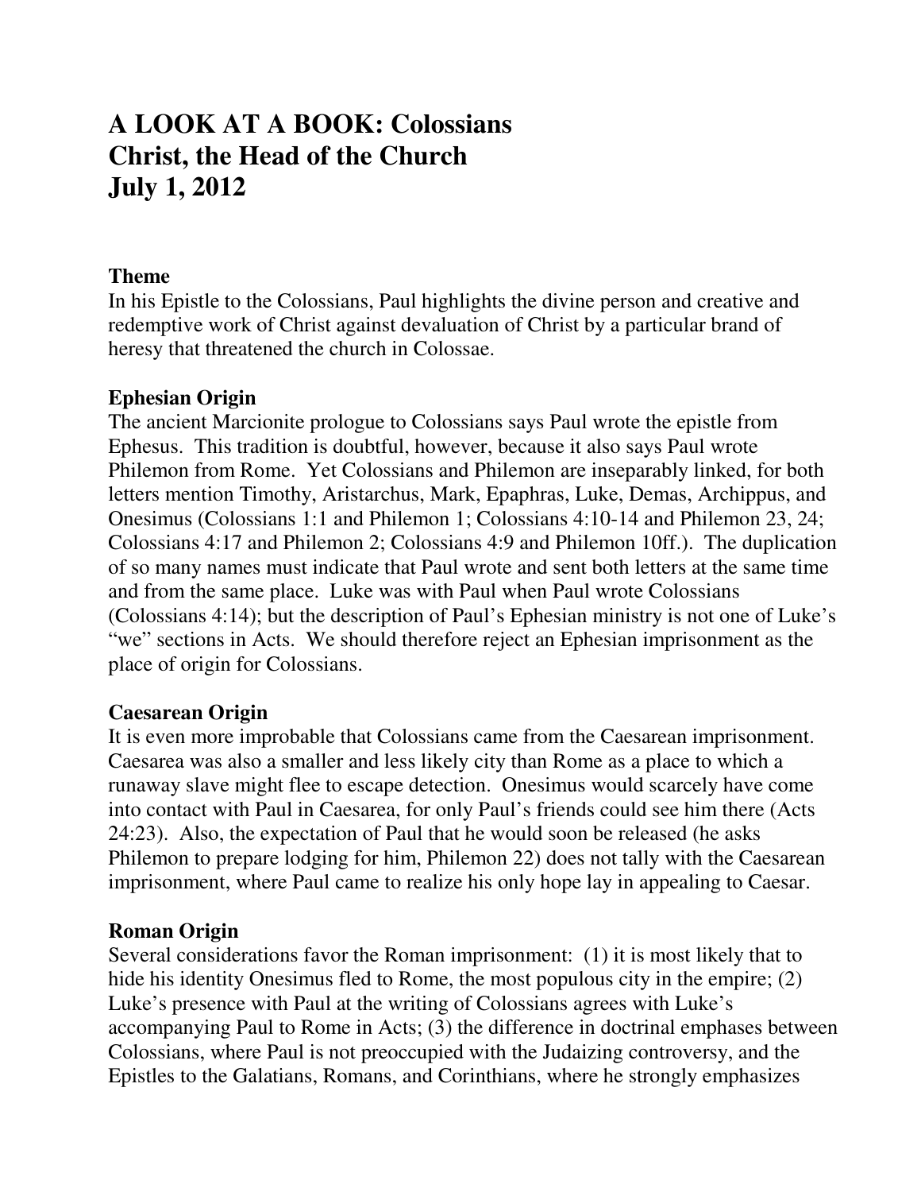# A LOOK AT A BOOK: Colossians
# Christ, the Head of the Church
# July 1, 2012

### Theme

In his Epistle to the Colossians, Paul highlights the divine person and creative and redemptive work of Christ against devaluation of Christ by a particular brand of heresy that threatened the church in Colossae.

### Ephesian Origin

The ancient Marcionite prologue to Colossians says Paul wrote the epistle from Ephesus. This tradition is doubtful, however, because it also says Paul wrote Philemon from Rome. Yet Colossians and Philemon are inseparably linked, for both letters mention Timothy, Aristarchus, Mark, Epaphras, Luke, Demas, Archippus, and Onesimus (Colossians 1:1 and Philemon 1; Colossians 4:10-14 and Philemon 23, 24; Colossians 4:17 and Philemon 2; Colossians 4:9 and Philemon 10ff.). The duplication of so many names must indicate that Paul wrote and sent both letters at the same time and from the same place. Luke was with Paul when Paul wrote Colossians (Colossians 4:14); but the description of Paul's Ephesian ministry is not one of Luke's "we" sections in Acts. We should therefore reject an Ephesian imprisonment as the place of origin for Colossians.

### Caesarean Origin

It is even more improbable that Colossians came from the Caesarean imprisonment. Caesarea was also a smaller and less likely city than Rome as a place to which a runaway slave might flee to escape detection. Onesimus would scarcely have come into contact with Paul in Caesarea, for only Paul's friends could see him there (Acts 24:23). Also, the expectation of Paul that he would soon be released (he asks Philemon to prepare lodging for him, Philemon 22) does not tally with the Caesarean imprisonment, where Paul came to realize his only hope lay in appealing to Caesar.

### Roman Origin

Several considerations favor the Roman imprisonment: (1) it is most likely that to hide his identity Onesimus fled to Rome, the most populous city in the empire; (2) Luke's presence with Paul at the writing of Colossians agrees with Luke's accompanying Paul to Rome in Acts; (3) the difference in doctrinal emphases between Colossians, where Paul is not preoccupied with the Judaizing controversy, and the Epistles to the Galatians, Romans, and Corinthians, where he strongly emphasizes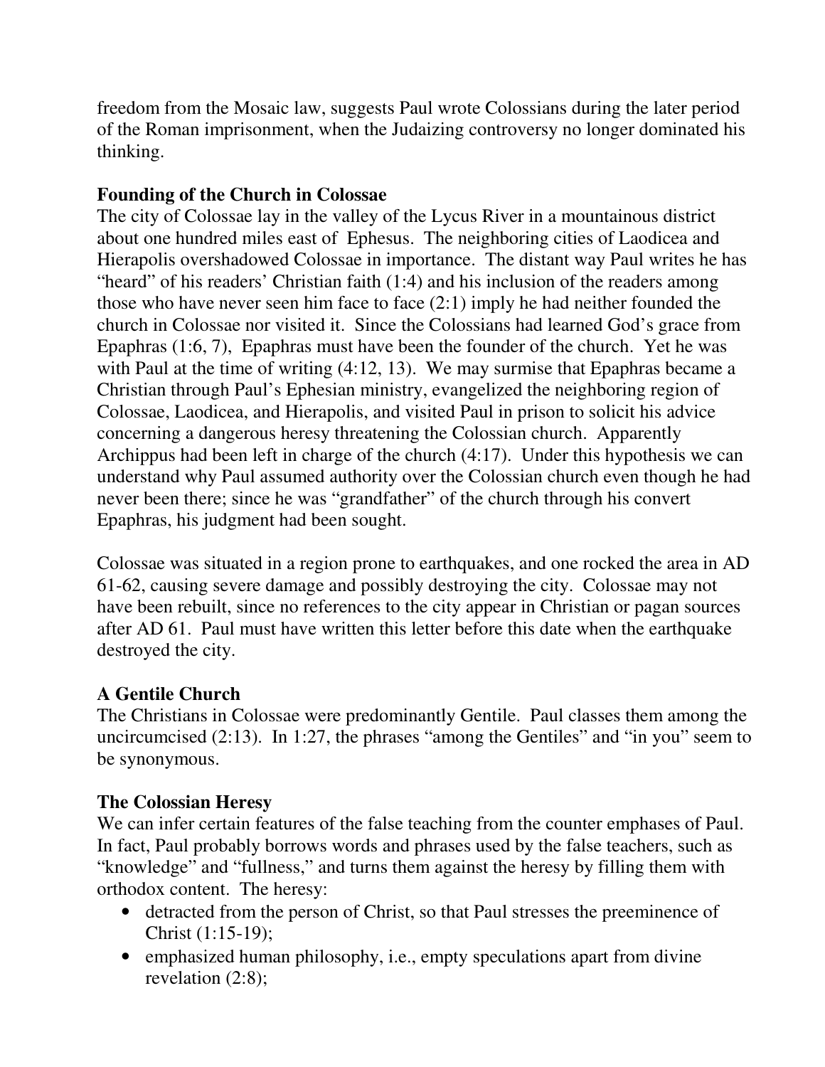freedom from the Mosaic law, suggests Paul wrote Colossians during the later period of the Roman imprisonment, when the Judaizing controversy no longer dominated his thinking.

**Founding of the Church in Colossae**

The city of Colossae lay in the valley of the Lycus River in a mountainous district about one hundred miles east of Ephesus. The neighboring cities of Laodicea and Hierapolis overshadowed Colossae in importance. The distant way Paul writes he has "heard" of his readers' Christian faith (1:4) and his inclusion of the readers among those who have never seen him face to face (2:1) imply he had neither founded the church in Colossae nor visited it. Since the Colossians had learned God's grace from Epaphras (1:6, 7), Epaphras must have been the founder of the church. Yet he was with Paul at the time of writing (4:12, 13). We may surmise that Epaphras became a Christian through Paul's Ephesian ministry, evangelized the neighboring region of Colossae, Laodicea, and Hierapolis, and visited Paul in prison to solicit his advice concerning a dangerous heresy threatening the Colossian church. Apparently Archippus had been left in charge of the church (4:17). Under this hypothesis we can understand why Paul assumed authority over the Colossian church even though he had never been there; since he was "grandfather" of the church through his convert Epaphras, his judgment had been sought.

Colossae was situated in a region prone to earthquakes, and one rocked the area in AD 61-62, causing severe damage and possibly destroying the city. Colossae may not have been rebuilt, since no references to the city appear in Christian or pagan sources after AD 61. Paul must have written this letter before this date when the earthquake destroyed the city.

**A Gentile Church**

The Christians in Colossae were predominantly Gentile. Paul classes them among the uncircumcised (2:13). In 1:27, the phrases "among the Gentiles" and "in you" seem to be synonymous.

**The Colossian Heresy**

We can infer certain features of the false teaching from the counter emphases of Paul. In fact, Paul probably borrows words and phrases used by the false teachers, such as "knowledge" and "fullness," and turns them against the heresy by filling them with orthodox content. The heresy:

- detracted from the person of Christ, so that Paul stresses the preeminence of Christ (1:15-19);
- emphasized human philosophy, i.e., empty speculations apart from divine revelation (2:8);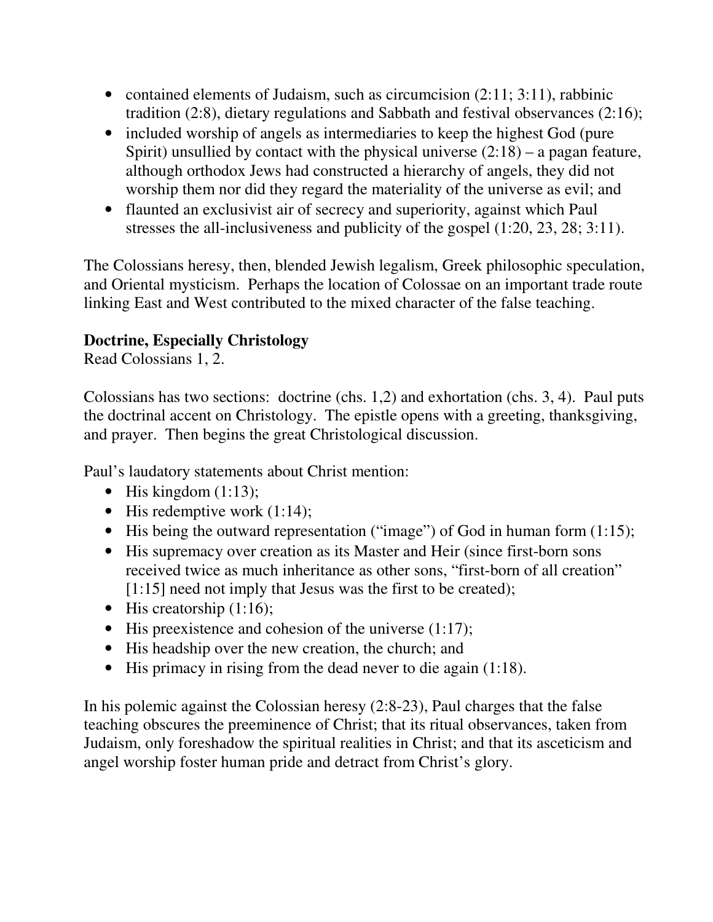- contained elements of Judaism, such as circumcision (2:11; 3:11), rabbinic tradition (2:8), dietary regulations and Sabbath and festival observances (2:16);
- included worship of angels as intermediaries to keep the highest God (pure Spirit) unsullied by contact with the physical universe (2:18) – a pagan feature, although orthodox Jews had constructed a hierarchy of angels, they did not worship them nor did they regard the materiality of the universe as evil; and
- flaunted an exclusivist air of secrecy and superiority, against which Paul stresses the all-inclusiveness and publicity of the gospel (1:20, 23, 28; 3:11).

The Colossians heresy, then, blended Jewish legalism, Greek philosophic speculation, and Oriental mysticism. Perhaps the location of Colossae on an important trade route linking East and West contributed to the mixed character of the false teaching.

**Doctrine, Especially Christology**

Read Colossians 1, 2.

Colossians has two sections: doctrine (chs. 1,2) and exhortation (chs. 3, 4). Paul puts the doctrinal accent on Christology. The epistle opens with a greeting, thanksgiving, and prayer. Then begins the great Christological discussion.

Paul's laudatory statements about Christ mention:

- His kingdom (1:13);
- His redemptive work (1:14);
- His being the outward representation ("image") of God in human form (1:15);
- His supremacy over creation as its Master and Heir (since first-born sons received twice as much inheritance as other sons, "first-born of all creation" [1:15] need not imply that Jesus was the first to be created);
- His creatorship (1:16);
- His preexistence and cohesion of the universe (1:17);
- His headship over the new creation, the church; and
- His primacy in rising from the dead never to die again (1:18).

In his polemic against the Colossian heresy (2:8-23), Paul charges that the false teaching obscures the preeminence of Christ; that its ritual observances, taken from Judaism, only foreshadow the spiritual realities in Christ; and that its asceticism and angel worship foster human pride and detract from Christ's glory.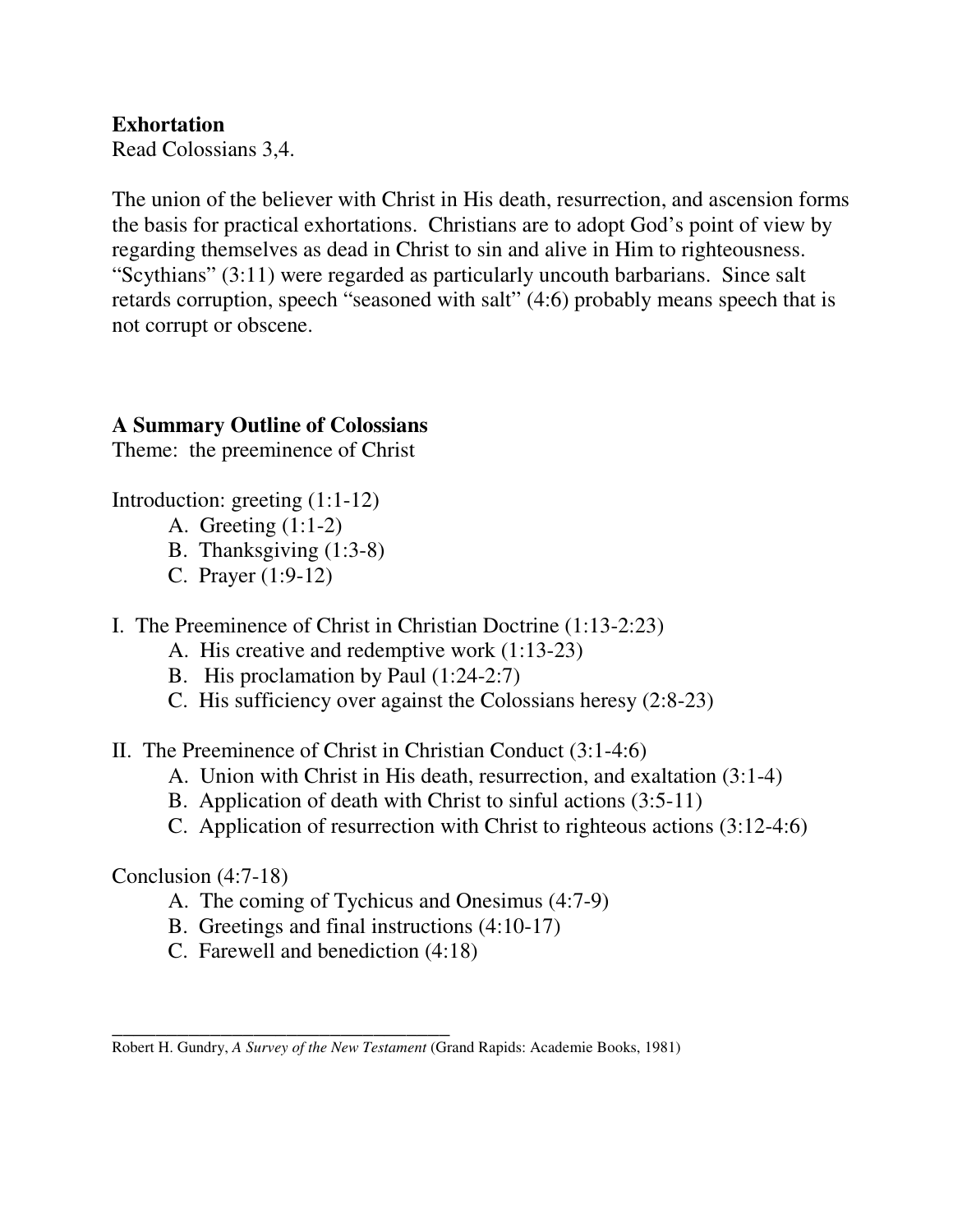**Exhortation**

Read Colossians 3,4.

The union of the believer with Christ in His death, resurrection, and ascension forms the basis for practical exhortations. Christians are to adopt God's point of view by regarding themselves as dead in Christ to sin and alive in Him to righteousness. "Scythians" (3:11) were regarded as particularly uncouth barbarians. Since salt retards corruption, speech "seasoned with salt" (4:6) probably means speech that is not corrupt or obscene.

**A Summary Outline of Colossians**

Theme: the preeminence of Christ

Introduction: greeting (1:1-12)

- A. Greeting (1:1-2)
- B. Thanksgiving (1:3-8)
- C. Prayer (1:9-12)

I. The Preeminence of Christ in Christian Doctrine (1:13-2:23)

- A. His creative and redemptive work (1:13-23)
- B. His proclamation by Paul (1:24-2:7)
- C. His sufficiency over against the Colossians heresy (2:8-23)

II. The Preeminence of Christ in Christian Conduct (3:1-4:6)

- A. Union with Christ in His death, resurrection, and exaltation (3:1-4)
- B. Application of death with Christ to sinful actions (3:5-11)
- C. Application of resurrection with Christ to righteous actions (3:12-4:6)

Conclusion (4:7-18)

- A. The coming of Tychicus and Onesimus (4:7-9)
- B. Greetings and final instructions (4:10-17)
- C. Farewell and benediction (4:18)

---

Robert H. Gundry, *A Survey of the New Testament* (Grand Rapids: Academie Books, 1981)